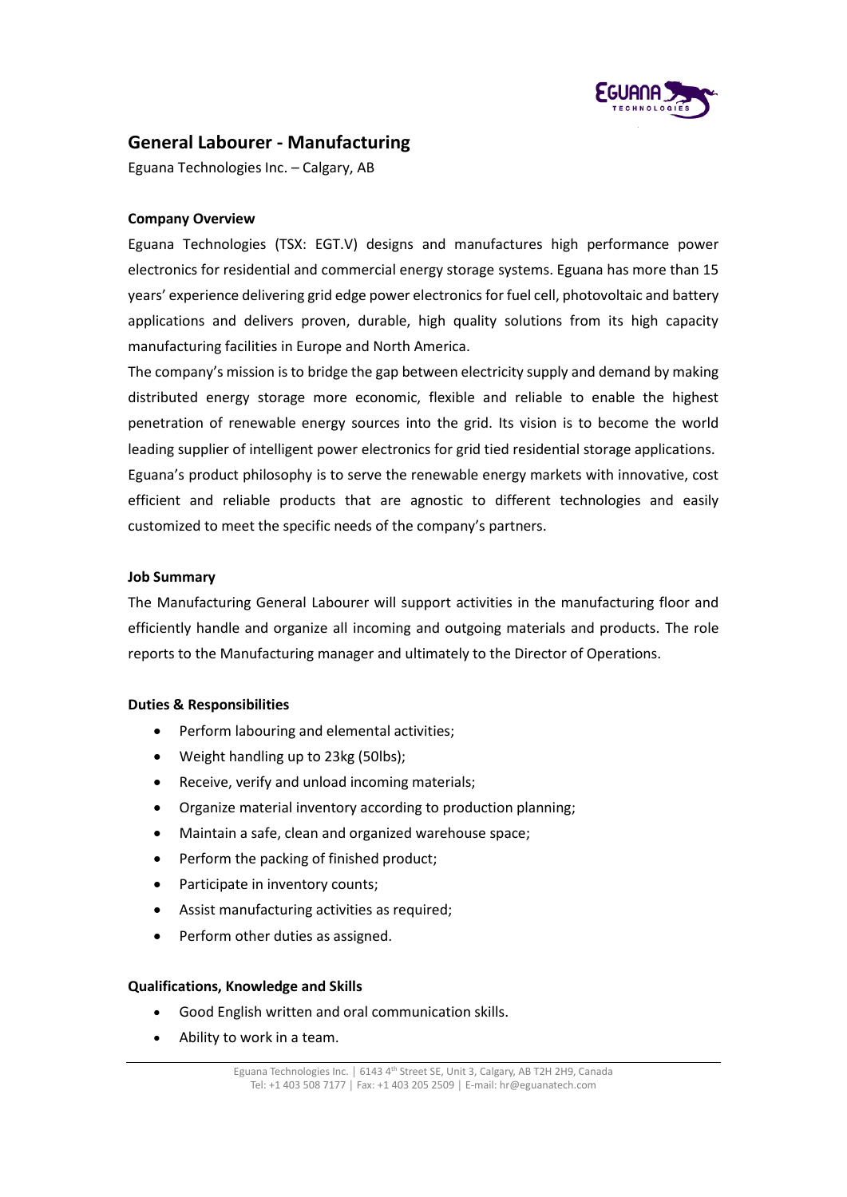# General Labourer - Manufacturing

Eguana Technologies Inc. – Calgary, AB

**Company Overview**

Eguana Technologies (TSX: EGT.V) designs and manufactures high performance power electronics for residential and commercial energy storage systems. Eguana has more than 15 years' experience delivering grid edge power electronics for fuel cell, photovoltaic and battery applications and delivers proven, durable, high quality solutions from its high capacity manufacturing facilities in Europe and North America.

The company's mission is to bridge the gap between electricity supply and demand by making distributed energy storage more economic, flexible and reliable to enable the highest penetration of renewable energy sources into the grid. Its vision is to become the world leading supplier of intelligent power electronics for grid tied residential storage applications.

Eguana's product philosophy is to serve the renewable energy markets with innovative, cost efficient and reliable products that are agnostic to different technologies and easily customized to meet the specific needs of the company's partners.

**Job Summary**

The Manufacturing General Labourer will support activities in the manufacturing floor and efficiently handle and organize all incoming and outgoing materials and products. The role reports to the Manufacturing manager and ultimately to the Director of Operations.

**Duties & Responsibilities**

- Perform labouring and elemental activities;
- Weight handling up to 23kg (50lbs);
- Receive, verify and unload incoming materials;
- Organize material inventory according to production planning;
- Maintain a safe, clean and organized warehouse space;
- Perform the packing of finished product;
- Participate in inventory counts;
- Assist manufacturing activities as required;
- Perform other duties as assigned.

**Qualifications, Knowledge and Skills**

- Good English written and oral communication skills.
- Ability to work in a team.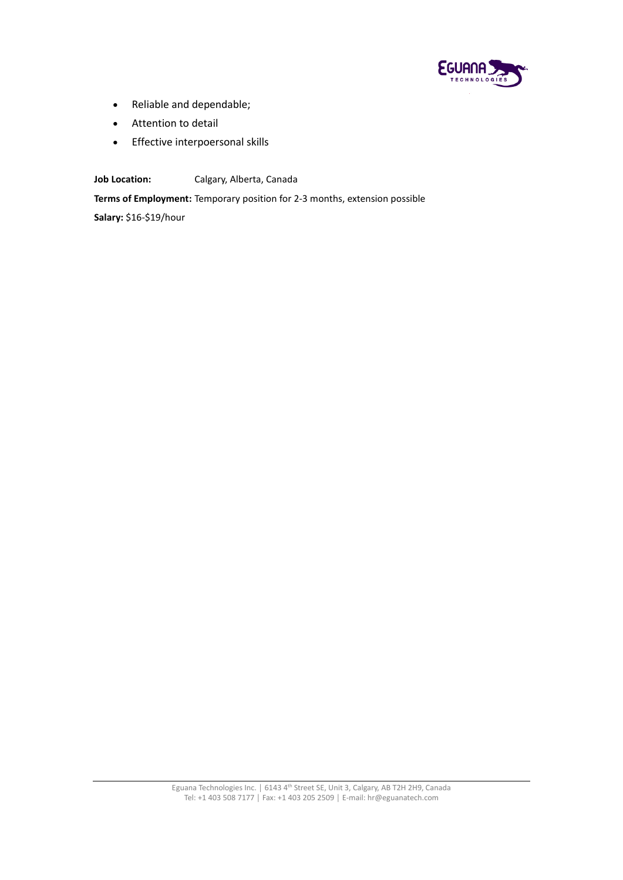- Reliable and dependable;
- Attention to detail
- Effective interpoersonal skills

**Job Location:** Calgary, Alberta, Canada

**Terms of Employment:** Temporary position for 2-3 months, extension possible

**Salary:** $16-$19/hour